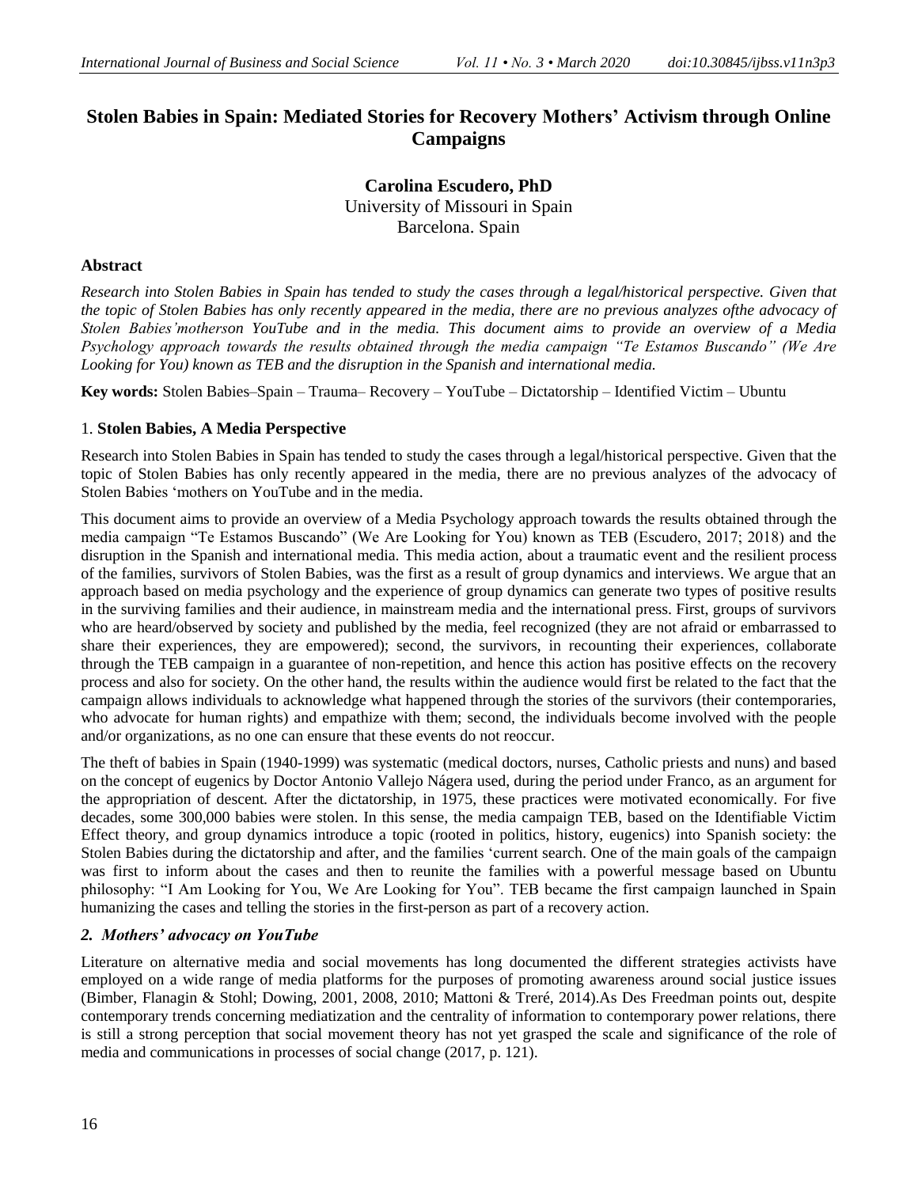# Stolen Babies in Spain: Mediated Stories for Recovery Mothers' Activism through Online Campaigns

**Carolina Escudero, PhD**
University of Missouri in Spain
Barcelona. Spain

## Abstract

*Research into Stolen Babies in Spain has tended to study the cases through a legal/historical perspective. Given that the topic of Stolen Babies has only recently appeared in the media, there are no previous analyzes ofthe advocacy of Stolen Babies'motherson YouTube and in the media. This document aims to provide an overview of a Media Psychology approach towards the results obtained through the media campaign "Te Estamos Buscando" (We Are Looking for You) known as TEB and the disruption in the Spanish and international media.*

**Key words:** Stolen Babies–Spain – Trauma– Recovery – YouTube – Dictatorship – Identified Victim – Ubuntu

## 1. Stolen Babies, A Media Perspective

Research into Stolen Babies in Spain has tended to study the cases through a legal/historical perspective. Given that the topic of Stolen Babies has only recently appeared in the media, there are no previous analyzes of the advocacy of Stolen Babies 'mothers on YouTube and in the media.

This document aims to provide an overview of a Media Psychology approach towards the results obtained through the media campaign "Te Estamos Buscando" (We Are Looking for You) known as TEB (Escudero, 2017; 2018) and the disruption in the Spanish and international media. This media action, about a traumatic event and the resilient process of the families, survivors of Stolen Babies, was the first as a result of group dynamics and interviews. We argue that an approach based on media psychology and the experience of group dynamics can generate two types of positive results in the surviving families and their audience, in mainstream media and the international press. First, groups of survivors who are heard/observed by society and published by the media, feel recognized (they are not afraid or embarrassed to share their experiences, they are empowered); second, the survivors, in recounting their experiences, collaborate through the TEB campaign in a guarantee of non-repetition, and hence this action has positive effects on the recovery process and also for society. On the other hand, the results within the audience would first be related to the fact that the campaign allows individuals to acknowledge what happened through the stories of the survivors (their contemporaries, who advocate for human rights) and empathize with them; second, the individuals become involved with the people and/or organizations, as no one can ensure that these events do not reoccur.

The theft of babies in Spain (1940-1999) was systematic (medical doctors, nurses, Catholic priests and nuns) and based on the concept of eugenics by Doctor Antonio Vallejo Nágera used, during the period under Franco, as an argument for the appropriation of descent. After the dictatorship, in 1975, these practices were motivated economically. For five decades, some 300,000 babies were stolen. In this sense, the media campaign TEB, based on the Identifiable Victim Effect theory, and group dynamics introduce a topic (rooted in politics, history, eugenics) into Spanish society: the Stolen Babies during the dictatorship and after, and the families 'current search. One of the main goals of the campaign was first to inform about the cases and then to reunite the families with a powerful message based on Ubuntu philosophy: "I Am Looking for You, We Are Looking for You". TEB became the first campaign launched in Spain humanizing the cases and telling the stories in the first-person as part of a recovery action.

## *2. Mothers' advocacy on YouTube*

Literature on alternative media and social movements has long documented the different strategies activists have employed on a wide range of media platforms for the purposes of promoting awareness around social justice issues (Bimber, Flanagin & Stohl; Dowing, 2001, 2008, 2010; Mattoni & Treré, 2014).As Des Freedman points out, despite contemporary trends concerning mediatization and the centrality of information to contemporary power relations, there is still a strong perception that social movement theory has not yet grasped the scale and significance of the role of media and communications in processes of social change (2017, p. 121).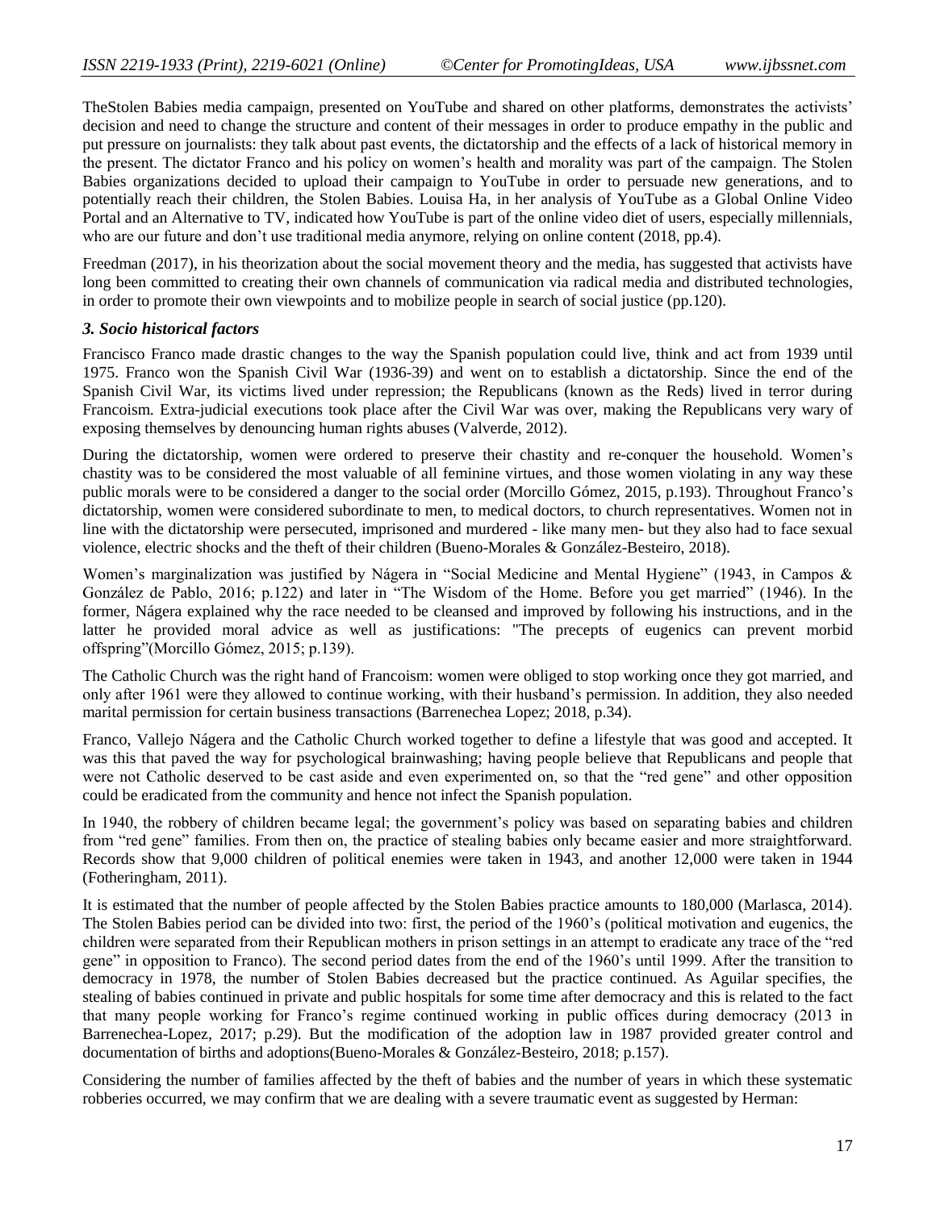TheStolen Babies media campaign, presented on YouTube and shared on other platforms, demonstrates the activists' decision and need to change the structure and content of their messages in order to produce empathy in the public and put pressure on journalists: they talk about past events, the dictatorship and the effects of a lack of historical memory in the present. The dictator Franco and his policy on women's health and morality was part of the campaign. The Stolen Babies organizations decided to upload their campaign to YouTube in order to persuade new generations, and to potentially reach their children, the Stolen Babies. Louisa Ha, in her analysis of YouTube as a Global Online Video Portal and an Alternative to TV, indicated how YouTube is part of the online video diet of users, especially millennials, who are our future and don't use traditional media anymore, relying on online content (2018, pp.4).

Freedman (2017), in his theorization about the social movement theory and the media, has suggested that activists have long been committed to creating their own channels of communication via radical media and distributed technologies, in order to promote their own viewpoints and to mobilize people in search of social justice (pp.120).

### *3. Socio historical factors*

Francisco Franco made drastic changes to the way the Spanish population could live, think and act from 1939 until 1975. Franco won the Spanish Civil War (1936-39) and went on to establish a dictatorship. Since the end of the Spanish Civil War, its victims lived under repression; the Republicans (known as the Reds) lived in terror during Francoism. Extra-judicial executions took place after the Civil War was over, making the Republicans very wary of exposing themselves by denouncing human rights abuses (Valverde, 2012).

During the dictatorship, women were ordered to preserve their chastity and re-conquer the household. Women's chastity was to be considered the most valuable of all feminine virtues, and those women violating in any way these public morals were to be considered a danger to the social order (Morcillo Gómez, 2015, p.193). Throughout Franco's dictatorship, women were considered subordinate to men, to medical doctors, to church representatives. Women not in line with the dictatorship were persecuted, imprisoned and murdered - like many men- but they also had to face sexual violence, electric shocks and the theft of their children (Bueno-Morales & González-Besteiro, 2018).

Women's marginalization was justified by Nágera in "Social Medicine and Mental Hygiene" (1943, in Campos & González de Pablo, 2016; p.122) and later in "The Wisdom of the Home. Before you get married" (1946). In the former, Nágera explained why the race needed to be cleansed and improved by following his instructions, and in the latter he provided moral advice as well as justifications: "The precepts of eugenics can prevent morbid offspring"(Morcillo Gómez, 2015; p.139).

The Catholic Church was the right hand of Francoism: women were obliged to stop working once they got married, and only after 1961 were they allowed to continue working, with their husband's permission. In addition, they also needed marital permission for certain business transactions (Barrenechea Lopez; 2018, p.34).

Franco, Vallejo Nágera and the Catholic Church worked together to define a lifestyle that was good and accepted. It was this that paved the way for psychological brainwashing; having people believe that Republicans and people that were not Catholic deserved to be cast aside and even experimented on, so that the "red gene" and other opposition could be eradicated from the community and hence not infect the Spanish population.

In 1940, the robbery of children became legal; the government's policy was based on separating babies and children from "red gene" families. From then on, the practice of stealing babies only became easier and more straightforward. Records show that 9,000 children of political enemies were taken in 1943, and another 12,000 were taken in 1944 (Fotheringham, 2011).

It is estimated that the number of people affected by the Stolen Babies practice amounts to 180,000 (Marlasca, 2014). The Stolen Babies period can be divided into two: first, the period of the 1960's (political motivation and eugenics, the children were separated from their Republican mothers in prison settings in an attempt to eradicate any trace of the "red gene" in opposition to Franco). The second period dates from the end of the 1960's until 1999. After the transition to democracy in 1978, the number of Stolen Babies decreased but the practice continued. As Aguilar specifies, the stealing of babies continued in private and public hospitals for some time after democracy and this is related to the fact that many people working for Franco's regime continued working in public offices during democracy (2013 in Barrenechea-Lopez, 2017; p.29). But the modification of the adoption law in 1987 provided greater control and documentation of births and adoptions(Bueno-Morales & González-Besteiro, 2018; p.157).

Considering the number of families affected by the theft of babies and the number of years in which these systematic robberies occurred, we may confirm that we are dealing with a severe traumatic event as suggested by Herman: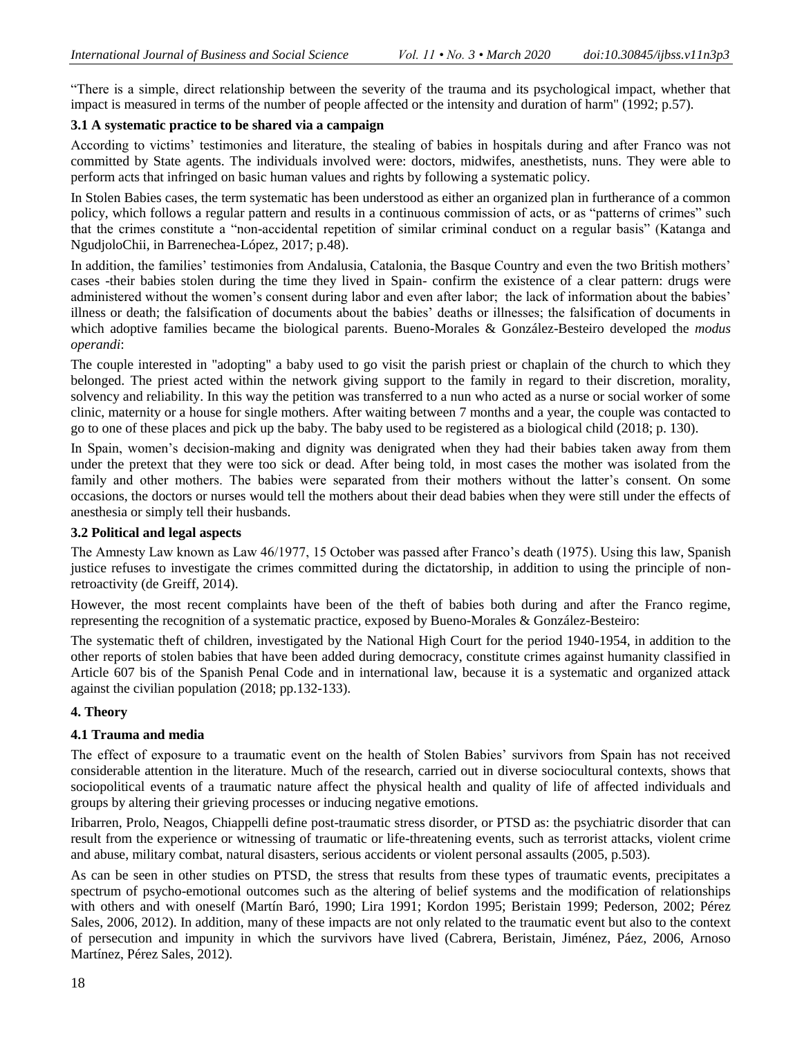"There is a simple, direct relationship between the severity of the trauma and its psychological impact, whether that impact is measured in terms of the number of people affected or the intensity and duration of harm" (1992; p.57).

### 3.1 A systematic practice to be shared via a campaign

According to victims' testimonies and literature, the stealing of babies in hospitals during and after Franco was not committed by State agents. The individuals involved were: doctors, midwifes, anesthetists, nuns. They were able to perform acts that infringed on basic human values and rights by following a systematic policy.

In Stolen Babies cases, the term systematic has been understood as either an organized plan in furtherance of a common policy, which follows a regular pattern and results in a continuous commission of acts, or as "patterns of crimes" such that the crimes constitute a "non-accidental repetition of similar criminal conduct on a regular basis" (Katanga and NgudjoloChii, in Barrenechea-López, 2017; p.48).

In addition, the families' testimonies from Andalusia, Catalonia, the Basque Country and even the two British mothers' cases -their babies stolen during the time they lived in Spain- confirm the existence of a clear pattern: drugs were administered without the women's consent during labor and even after labor; the lack of information about the babies' illness or death; the falsification of documents about the babies' deaths or illnesses; the falsification of documents in which adoptive families became the biological parents. Bueno-Morales & González-Besteiro developed the *modus operandi*:

The couple interested in "adopting" a baby used to go visit the parish priest or chaplain of the church to which they belonged. The priest acted within the network giving support to the family in regard to their discretion, morality, solvency and reliability. In this way the petition was transferred to a nun who acted as a nurse or social worker of some clinic, maternity or a house for single mothers. After waiting between 7 months and a year, the couple was contacted to go to one of these places and pick up the baby. The baby used to be registered as a biological child (2018; p. 130).

In Spain, women's decision-making and dignity was denigrated when they had their babies taken away from them under the pretext that they were too sick or dead. After being told, in most cases the mother was isolated from the family and other mothers. The babies were separated from their mothers without the latter's consent. On some occasions, the doctors or nurses would tell the mothers about their dead babies when they were still under the effects of anesthesia or simply tell their husbands.

### 3.2 Political and legal aspects

The Amnesty Law known as Law 46/1977, 15 October was passed after Franco's death (1975). Using this law, Spanish justice refuses to investigate the crimes committed during the dictatorship, in addition to using the principle of non-retroactivity (de Greiff, 2014).

However, the most recent complaints have been of the theft of babies both during and after the Franco regime, representing the recognition of a systematic practice, exposed by Bueno-Morales & González-Besteiro:

The systematic theft of children, investigated by the National High Court for the period 1940-1954, in addition to the other reports of stolen babies that have been added during democracy, constitute crimes against humanity classified in Article 607 bis of the Spanish Penal Code and in international law, because it is a systematic and organized attack against the civilian population (2018; pp.132-133).

## 4. Theory

### 4.1 Trauma and media

The effect of exposure to a traumatic event on the health of Stolen Babies' survivors from Spain has not received considerable attention in the literature. Much of the research, carried out in diverse sociocultural contexts, shows that sociopolitical events of a traumatic nature affect the physical health and quality of life of affected individuals and groups by altering their grieving processes or inducing negative emotions.

Iribarren, Prolo, Neagos, Chiappelli define post-traumatic stress disorder, or PTSD as: the psychiatric disorder that can result from the experience or witnessing of traumatic or life-threatening events, such as terrorist attacks, violent crime and abuse, military combat, natural disasters, serious accidents or violent personal assaults (2005, p.503).

As can be seen in other studies on PTSD, the stress that results from these types of traumatic events, precipitates a spectrum of psycho-emotional outcomes such as the altering of belief systems and the modification of relationships with others and with oneself (Martín Baró, 1990; Lira 1991; Kordon 1995; Beristain 1999; Pederson, 2002; Pérez Sales, 2006, 2012). In addition, many of these impacts are not only related to the traumatic event but also to the context of persecution and impunity in which the survivors have lived (Cabrera, Beristain, Jiménez, Páez, 2006, Arnoso Martínez, Pérez Sales, 2012).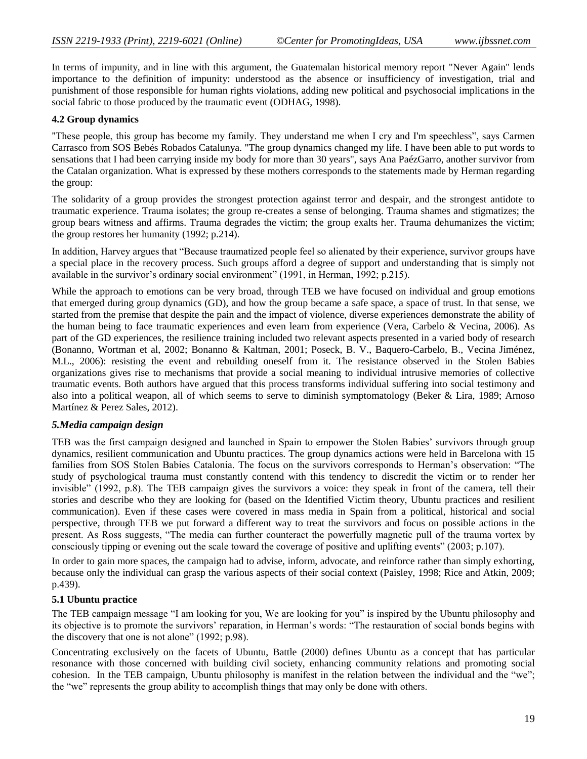In terms of impunity, and in line with this argument, the Guatemalan historical memory report "Never Again" lends importance to the definition of impunity: understood as the absence or insufficiency of investigation, trial and punishment of those responsible for human rights violations, adding new political and psychosocial implications in the social fabric to those produced by the traumatic event (ODHAG, 1998).

### 4.2 Group dynamics

"These people, this group has become my family. They understand me when I cry and I'm speechless", says Carmen Carrasco from SOS Bebés Robados Catalunya. "The group dynamics changed my life. I have been able to put words to sensations that I had been carrying inside my body for more than 30 years", says Ana PaézGarro, another survivor from the Catalan organization. What is expressed by these mothers corresponds to the statements made by Herman regarding the group:

The solidarity of a group provides the strongest protection against terror and despair, and the strongest antidote to traumatic experience. Trauma isolates; the group re-creates a sense of belonging. Trauma shames and stigmatizes; the group bears witness and affirms. Trauma degrades the victim; the group exalts her. Trauma dehumanizes the victim; the group restores her humanity (1992; p.214).

In addition, Harvey argues that "Because traumatized people feel so alienated by their experience, survivor groups have a special place in the recovery process. Such groups afford a degree of support and understanding that is simply not available in the survivor's ordinary social environment" (1991, in Herman, 1992; p.215).

While the approach to emotions can be very broad, through TEB we have focused on individual and group emotions that emerged during group dynamics (GD), and how the group became a safe space, a space of trust. In that sense, we started from the premise that despite the pain and the impact of violence, diverse experiences demonstrate the ability of the human being to face traumatic experiences and even learn from experience (Vera, Carbelo & Vecina, 2006). As part of the GD experiences, the resilience training included two relevant aspects presented in a varied body of research (Bonanno, Wortman et al, 2002; Bonanno & Kaltman, 2001; Poseck, B. V., Baquero-Carbelo, B., Vecina Jiménez, M.L., 2006): resisting the event and rebuilding oneself from it. The resistance observed in the Stolen Babies organizations gives rise to mechanisms that provide a social meaning to individual intrusive memories of collective traumatic events. Both authors have argued that this process transforms individual suffering into social testimony and also into a political weapon, all of which seems to serve to diminish symptomatology (Beker & Lira, 1989; Arnoso Martínez & Perez Sales, 2012).

## *5.Media campaign design*

TEB was the first campaign designed and launched in Spain to empower the Stolen Babies' survivors through group dynamics, resilient communication and Ubuntu practices. The group dynamics actions were held in Barcelona with 15 families from SOS Stolen Babies Catalonia. The focus on the survivors corresponds to Herman's observation: "The study of psychological trauma must constantly contend with this tendency to discredit the victim or to render her invisible" (1992, p.8). The TEB campaign gives the survivors a voice: they speak in front of the camera, tell their stories and describe who they are looking for (based on the Identified Victim theory, Ubuntu practices and resilient communication). Even if these cases were covered in mass media in Spain from a political, historical and social perspective, through TEB we put forward a different way to treat the survivors and focus on possible actions in the present. As Ross suggests, "The media can further counteract the powerfully magnetic pull of the trauma vortex by consciously tipping or evening out the scale toward the coverage of positive and uplifting events" (2003; p.107).

In order to gain more spaces, the campaign had to advise, inform, advocate, and reinforce rather than simply exhorting, because only the individual can grasp the various aspects of their social context (Paisley, 1998; Rice and Atkin, 2009; p.439).

### 5.1 Ubuntu practice

The TEB campaign message "I am looking for you, We are looking for you" is inspired by the Ubuntu philosophy and its objective is to promote the survivors' reparation, in Herman's words: "The restauration of social bonds begins with the discovery that one is not alone" (1992; p.98).

Concentrating exclusively on the facets of Ubuntu, Battle (2000) defines Ubuntu as a concept that has particular resonance with those concerned with building civil society, enhancing community relations and promoting social cohesion. In the TEB campaign, Ubuntu philosophy is manifest in the relation between the individual and the "we"; the "we" represents the group ability to accomplish things that may only be done with others.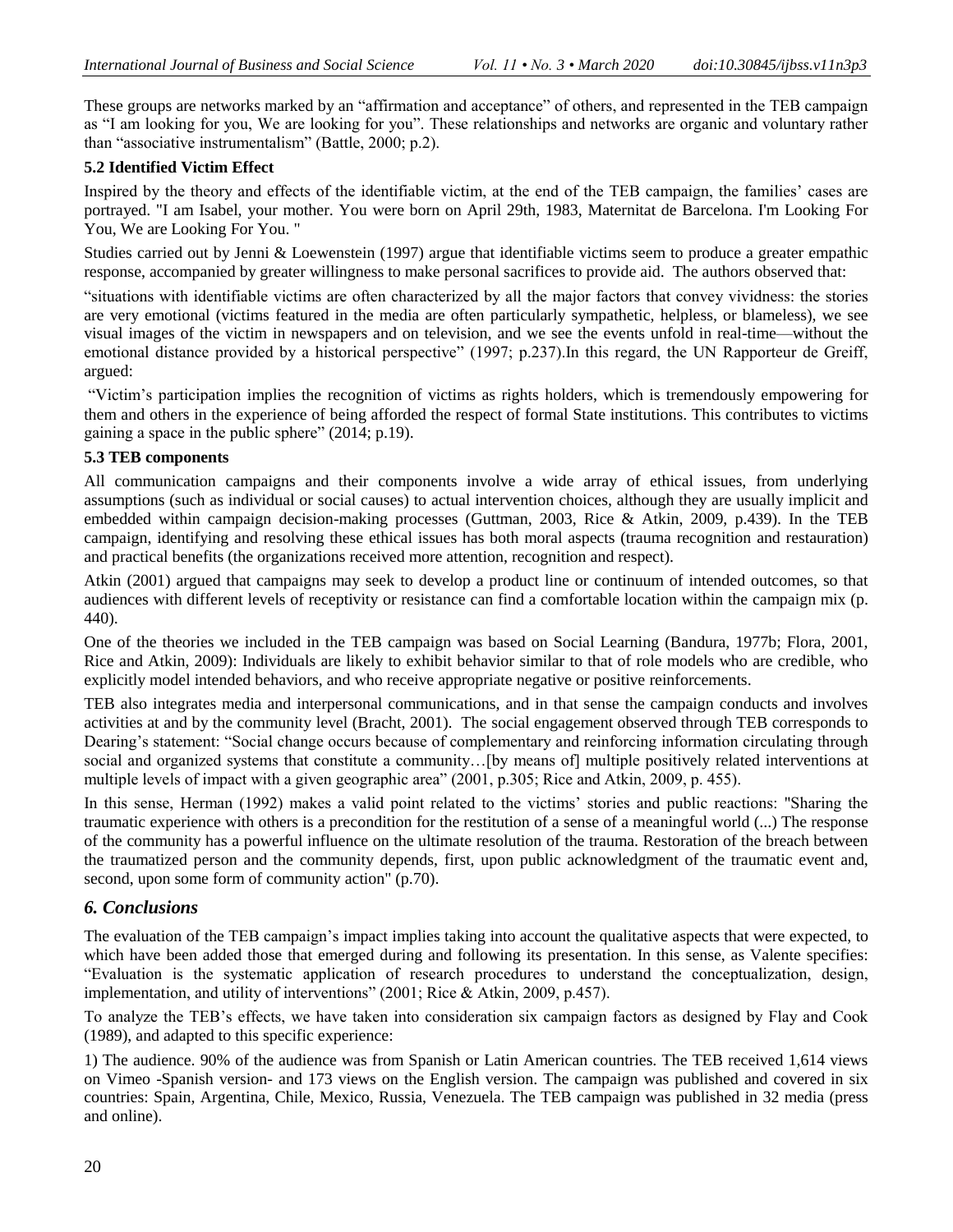These groups are networks marked by an "affirmation and acceptance" of others, and represented in the TEB campaign as "I am looking for you, We are looking for you". These relationships and networks are organic and voluntary rather than "associative instrumentalism" (Battle, 2000; p.2).

### 5.2 Identified Victim Effect

Inspired by the theory and effects of the identifiable victim, at the end of the TEB campaign, the families' cases are portrayed. "I am Isabel, your mother. You were born on April 29th, 1983, Maternitat de Barcelona. I'm Looking For You, We are Looking For You. "

Studies carried out by Jenni & Loewenstein (1997) argue that identifiable victims seem to produce a greater empathic response, accompanied by greater willingness to make personal sacrifices to provide aid. The authors observed that:

"situations with identifiable victims are often characterized by all the major factors that convey vividness: the stories are very emotional (victims featured in the media are often particularly sympathetic, helpless, or blameless), we see visual images of the victim in newspapers and on television, and we see the events unfold in real-time—without the emotional distance provided by a historical perspective" (1997; p.237).In this regard, the UN Rapporteur de Greiff, argued:

"Victim's participation implies the recognition of victims as rights holders, which is tremendously empowering for them and others in the experience of being afforded the respect of formal State institutions. This contributes to victims gaining a space in the public sphere" (2014; p.19).

### 5.3 TEB components

All communication campaigns and their components involve a wide array of ethical issues, from underlying assumptions (such as individual or social causes) to actual intervention choices, although they are usually implicit and embedded within campaign decision-making processes (Guttman, 2003, Rice & Atkin, 2009, p.439). In the TEB campaign, identifying and resolving these ethical issues has both moral aspects (trauma recognition and restauration) and practical benefits (the organizations received more attention, recognition and respect).

Atkin (2001) argued that campaigns may seek to develop a product line or continuum of intended outcomes, so that audiences with different levels of receptivity or resistance can find a comfortable location within the campaign mix (p. 440).

One of the theories we included in the TEB campaign was based on Social Learning (Bandura, 1977b; Flora, 2001, Rice and Atkin, 2009): Individuals are likely to exhibit behavior similar to that of role models who are credible, who explicitly model intended behaviors, and who receive appropriate negative or positive reinforcements.

TEB also integrates media and interpersonal communications, and in that sense the campaign conducts and involves activities at and by the community level (Bracht, 2001). The social engagement observed through TEB corresponds to Dearing's statement: "Social change occurs because of complementary and reinforcing information circulating through social and organized systems that constitute a community…[by means of] multiple positively related interventions at multiple levels of impact with a given geographic area" (2001, p.305; Rice and Atkin, 2009, p. 455).

In this sense, Herman (1992) makes a valid point related to the victims' stories and public reactions: "Sharing the traumatic experience with others is a precondition for the restitution of a sense of a meaningful world (...) The response of the community has a powerful influence on the ultimate resolution of the trauma. Restoration of the breach between the traumatized person and the community depends, first, upon public acknowledgment of the traumatic event and, second, upon some form of community action" (p.70).

## *6. Conclusions*

The evaluation of the TEB campaign's impact implies taking into account the qualitative aspects that were expected, to which have been added those that emerged during and following its presentation. In this sense, as Valente specifies: "Evaluation is the systematic application of research procedures to understand the conceptualization, design, implementation, and utility of interventions" (2001; Rice & Atkin, 2009, p.457).

To analyze the TEB's effects, we have taken into consideration six campaign factors as designed by Flay and Cook (1989), and adapted to this specific experience:

1) The audience. 90% of the audience was from Spanish or Latin American countries. The TEB received 1,614 views on Vimeo -Spanish version- and 173 views on the English version. The campaign was published and covered in six countries: Spain, Argentina, Chile, Mexico, Russia, Venezuela. The TEB campaign was published in 32 media (press and online).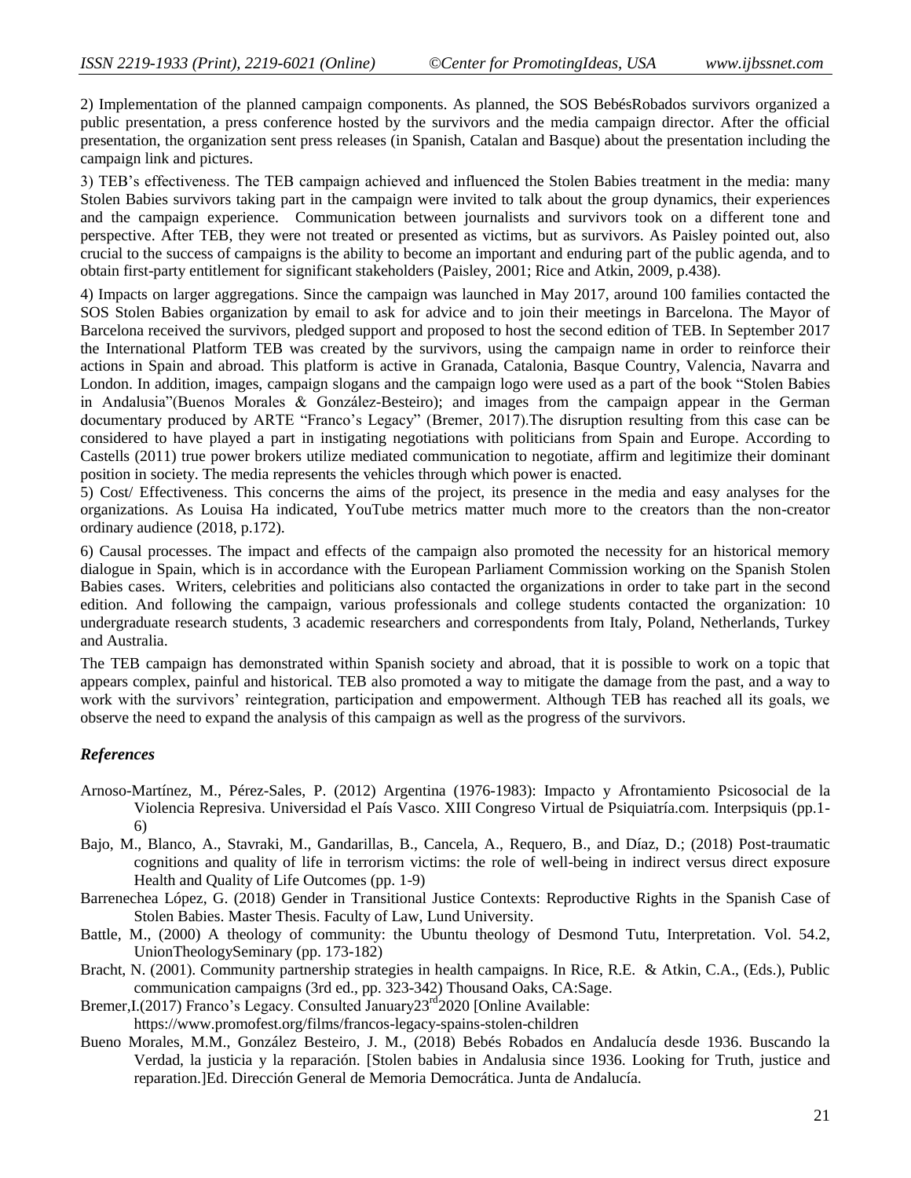2) Implementation of the planned campaign components. As planned, the SOS BebésRobados survivors organized a public presentation, a press conference hosted by the survivors and the media campaign director. After the official presentation, the organization sent press releases (in Spanish, Catalan and Basque) about the presentation including the campaign link and pictures.

3) TEB's effectiveness. The TEB campaign achieved and influenced the Stolen Babies treatment in the media: many Stolen Babies survivors taking part in the campaign were invited to talk about the group dynamics, their experiences and the campaign experience. Communication between journalists and survivors took on a different tone and perspective. After TEB, they were not treated or presented as victims, but as survivors. As Paisley pointed out, also crucial to the success of campaigns is the ability to become an important and enduring part of the public agenda, and to obtain first-party entitlement for significant stakeholders (Paisley, 2001; Rice and Atkin, 2009, p.438).

4) Impacts on larger aggregations. Since the campaign was launched in May 2017, around 100 families contacted the SOS Stolen Babies organization by email to ask for advice and to join their meetings in Barcelona. The Mayor of Barcelona received the survivors, pledged support and proposed to host the second edition of TEB. In September 2017 the International Platform TEB was created by the survivors, using the campaign name in order to reinforce their actions in Spain and abroad. This platform is active in Granada, Catalonia, Basque Country, Valencia, Navarra and London. In addition, images, campaign slogans and the campaign logo were used as a part of the book "Stolen Babies in Andalusia"(Buenos Morales & González-Besteiro); and images from the campaign appear in the German documentary produced by ARTE "Franco's Legacy" (Bremer, 2017).The disruption resulting from this case can be considered to have played a part in instigating negotiations with politicians from Spain and Europe. According to Castells (2011) true power brokers utilize mediated communication to negotiate, affirm and legitimize their dominant position in society. The media represents the vehicles through which power is enacted.

5) Cost/ Effectiveness. This concerns the aims of the project, its presence in the media and easy analyses for the organizations. As Louisa Ha indicated, YouTube metrics matter much more to the creators than the non-creator ordinary audience (2018, p.172).

6) Causal processes. The impact and effects of the campaign also promoted the necessity for an historical memory dialogue in Spain, which is in accordance with the European Parliament Commission working on the Spanish Stolen Babies cases. Writers, celebrities and politicians also contacted the organizations in order to take part in the second edition. And following the campaign, various professionals and college students contacted the organization: 10 undergraduate research students, 3 academic researchers and correspondents from Italy, Poland, Netherlands, Turkey and Australia.

The TEB campaign has demonstrated within Spanish society and abroad, that it is possible to work on a topic that appears complex, painful and historical. TEB also promoted a way to mitigate the damage from the past, and a way to work with the survivors' reintegration, participation and empowerment. Although TEB has reached all its goals, we observe the need to expand the analysis of this campaign as well as the progress of the survivors.

### *References*

Arnoso-Martínez, M., Pérez-Sales, P. (2012) Argentina (1976-1983): Impacto y Afrontamiento Psicosocial de la Violencia Represiva. Universidad el País Vasco. XIII Congreso Virtual de Psiquiatría.com. Interpsiquis (pp.1-6)

Bajo, M., Blanco, A., Stavraki, M., Gandarillas, B., Cancela, A., Requero, B., and Díaz, D.; (2018) Post-traumatic cognitions and quality of life in terrorism victims: the role of well-being in indirect versus direct exposure Health and Quality of Life Outcomes (pp. 1-9)

Barrenechea López, G. (2018) Gender in Transitional Justice Contexts: Reproductive Rights in the Spanish Case of Stolen Babies. Master Thesis. Faculty of Law, Lund University.

Battle, M., (2000) A theology of community: the Ubuntu theology of Desmond Tutu, Interpretation. Vol. 54.2, UnionTheologySeminary (pp. 173-182)

Bracht, N. (2001). Community partnership strategies in health campaigns. In Rice, R.E. & Atkin, C.A., (Eds.), Public communication campaigns (3rd ed., pp. 323-342) Thousand Oaks, CA:Sage.

Bremer,I.(2017) Franco's Legacy. Consulted January23rd2020 [Online Available: https://www.promofest.org/films/francos-legacy-spains-stolen-children

Bueno Morales, M.M., González Besteiro, J. M., (2018) Bebés Robados en Andalucía desde 1936. Buscando la Verdad, la justicia y la reparación. [Stolen babies in Andalusia since 1936. Looking for Truth, justice and reparation.]Ed. Dirección General de Memoria Democrática. Junta de Andalucía.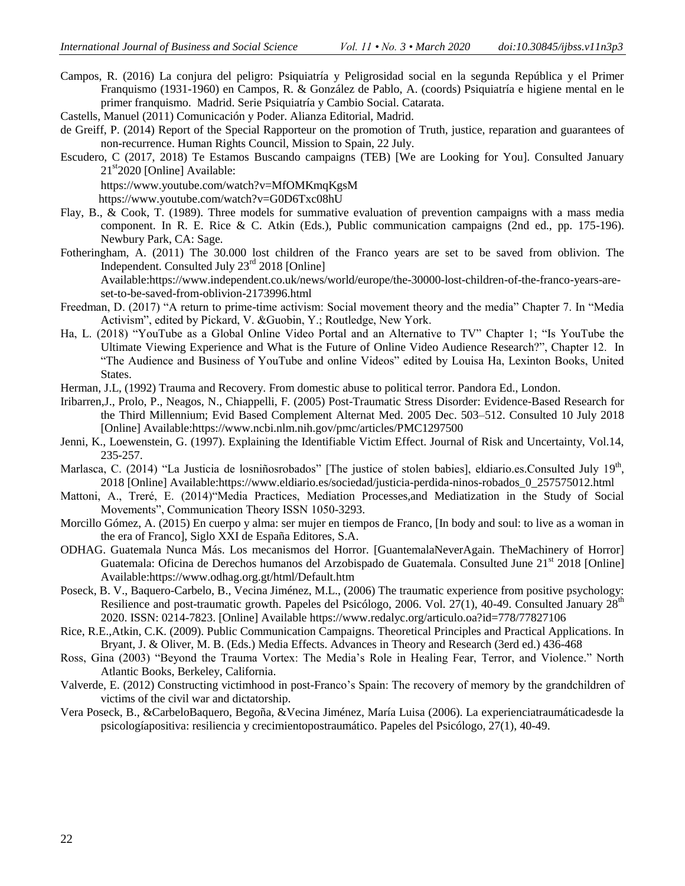Campos, R. (2016) La conjura del peligro: Psiquiatría y Peligrosidad social en la segunda República y el Primer Franquismo (1931-1960) en Campos, R. & González de Pablo, A. (coords) Psiquiatría e higiene mental en le primer franquismo. Madrid. Serie Psiquiatría y Cambio Social. Catarata.

Castells, Manuel (2011) Comunicación y Poder. Alianza Editorial, Madrid.

de Greiff, P. (2014) Report of the Special Rapporteur on the promotion of Truth, justice, reparation and guarantees of non-recurrence. Human Rights Council, Mission to Spain, 22 July.

Escudero, C (2017, 2018) Te Estamos Buscando campaigns (TEB) [We are Looking for You]. Consulted January 21st2020 [Online] Available:
https://www.youtube.com/watch?v=MfOMKmqKgsM
https://www.youtube.com/watch?v=G0D6Txc08hU

Flay, B., & Cook, T. (1989). Three models for summative evaluation of prevention campaigns with a mass media component. In R. E. Rice & C. Atkin (Eds.), Public communication campaigns (2nd ed., pp. 175-196). Newbury Park, CA: Sage.

Fotheringham, A. (2011) The 30.000 lost children of the Franco years are set to be saved from oblivion. The Independent. Consulted July 23rd 2018 [Online] Available:https://www.independent.co.uk/news/world/europe/the-30000-lost-children-of-the-franco-years-are-set-to-be-saved-from-oblivion-2173996.html

Freedman, D. (2017) "A return to prime-time activism: Social movement theory and the media" Chapter 7. In "Media Activism", edited by Pickard, V. &Guobin, Y.; Routledge, New York.

Ha, L. (2018) "YouTube as a Global Online Video Portal and an Alternative to TV" Chapter 1; "Is YouTube the Ultimate Viewing Experience and What is the Future of Online Video Audience Research?", Chapter 12. In "The Audience and Business of YouTube and online Videos" edited by Louisa Ha, Lexinton Books, United States.

Herman, J.L, (1992) Trauma and Recovery. From domestic abuse to political terror. Pandora Ed., London.

Iribarren,J., Prolo, P., Neagos, N., Chiappelli, F. (2005) Post-Traumatic Stress Disorder: Evidence-Based Research for the Third Millennium; Evid Based Complement Alternat Med. 2005 Dec. 503–512. Consulted 10 July 2018 [Online] Available:https://www.ncbi.nlm.nih.gov/pmc/articles/PMC1297500

Jenni, K., Loewenstein, G. (1997). Explaining the Identifiable Victim Effect. Journal of Risk and Uncertainty, Vol.14, 235-257.

Marlasca, C. (2014) "La Justicia de losniñosrobados" [The justice of stolen babies], eldiario.es.Consulted July 19th, 2018 [Online] Available:https://www.eldiario.es/sociedad/justicia-perdida-ninos-robados_0_257575012.html

Mattoni, A., Treré, E. (2014)"Media Practices, Mediation Processes,and Mediatization in the Study of Social Movements", Communication Theory ISSN 1050-3293.

Morcillo Gómez, A. (2015) En cuerpo y alma: ser mujer en tiempos de Franco, [In body and soul: to live as a woman in the era of Franco], Siglo XXI de España Editores, S.A.

ODHAG. Guatemala Nunca Más. Los mecanismos del Horror. [GuantemalaNeverAgain. TheMachinery of Horror] Guatemala: Oficina de Derechos humanos del Arzobispado de Guatemala. Consulted June 21st 2018 [Online] Available:https://www.odhag.org.gt/html/Default.htm

Poseck, B. V., Baquero-Carbelo, B., Vecina Jiménez, M.L., (2006) The traumatic experience from positive psychology: Resilience and post-traumatic growth. Papeles del Psicólogo, 2006. Vol. 27(1), 40-49. Consulted January 28th 2020. ISSN: 0214-7823. [Online] Available https://www.redalyc.org/articulo.oa?id=778/77827106

Rice, R.E.,Atkin, C.K. (2009). Public Communication Campaigns. Theoretical Principles and Practical Applications. In Bryant, J. & Oliver, M. B. (Eds.) Media Effects. Advances in Theory and Research (3erd ed.) 436-468

Ross, Gina (2003) "Beyond the Trauma Vortex: The Media's Role in Healing Fear, Terror, and Violence." North Atlantic Books, Berkeley, California.

Valverde, E. (2012) Constructing victimhood in post-Franco's Spain: The recovery of memory by the grandchildren of victims of the civil war and dictatorship.

Vera Poseck, B., &CarbeloBaquero, Begoña, &Vecina Jiménez, María Luisa (2006). La experienciatraumáticadesde la psicologíapositiva: resiliencia y crecimientopostraumático. Papeles del Psicólogo, 27(1), 40-49.